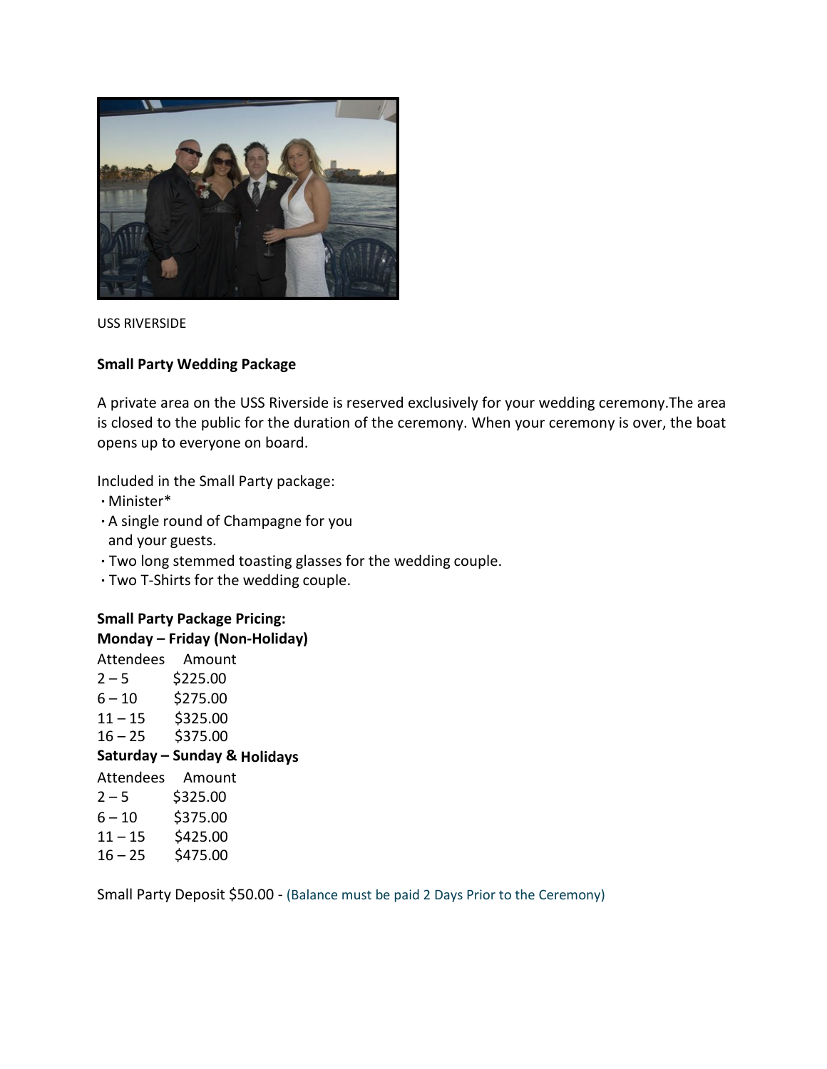USS RIVERSIDE

**Small Party Wedding Package**

A private area on the USS Riverside is reserved exclusively for your wedding ceremony.The area is closed to the public for the duration of the ceremony. When your ceremony is over, the boat opens up to everyone on board.

Included in the Small Party package:

- Minister*
- A single round of Champagne for you and your guests.
- Two long stemmed toasting glasses for the wedding couple.
- Two T-Shirts for the wedding couple.

**Small Party Package Pricing:**

**Monday – Friday (Non-Holiday)**

| Attendees | Amount |
|---|---|
| 2 – 5 | $225.00 |
| 6 – 10 | $275.00 |
| 11 – 15 | $325.00 |
| 16 – 25 | $375.00 |

**Saturday – Sunday & Holidays**

| Attendees | Amount |
|---|---|
| 2 – 5 | $325.00 |
| 6 – 10 | $375.00 |
| 11 – 15 | $425.00 |
| 16 – 25 | $475.00 |

Small Party Deposit $50.00 - (Balance must be paid 2 Days Prior to the Ceremony)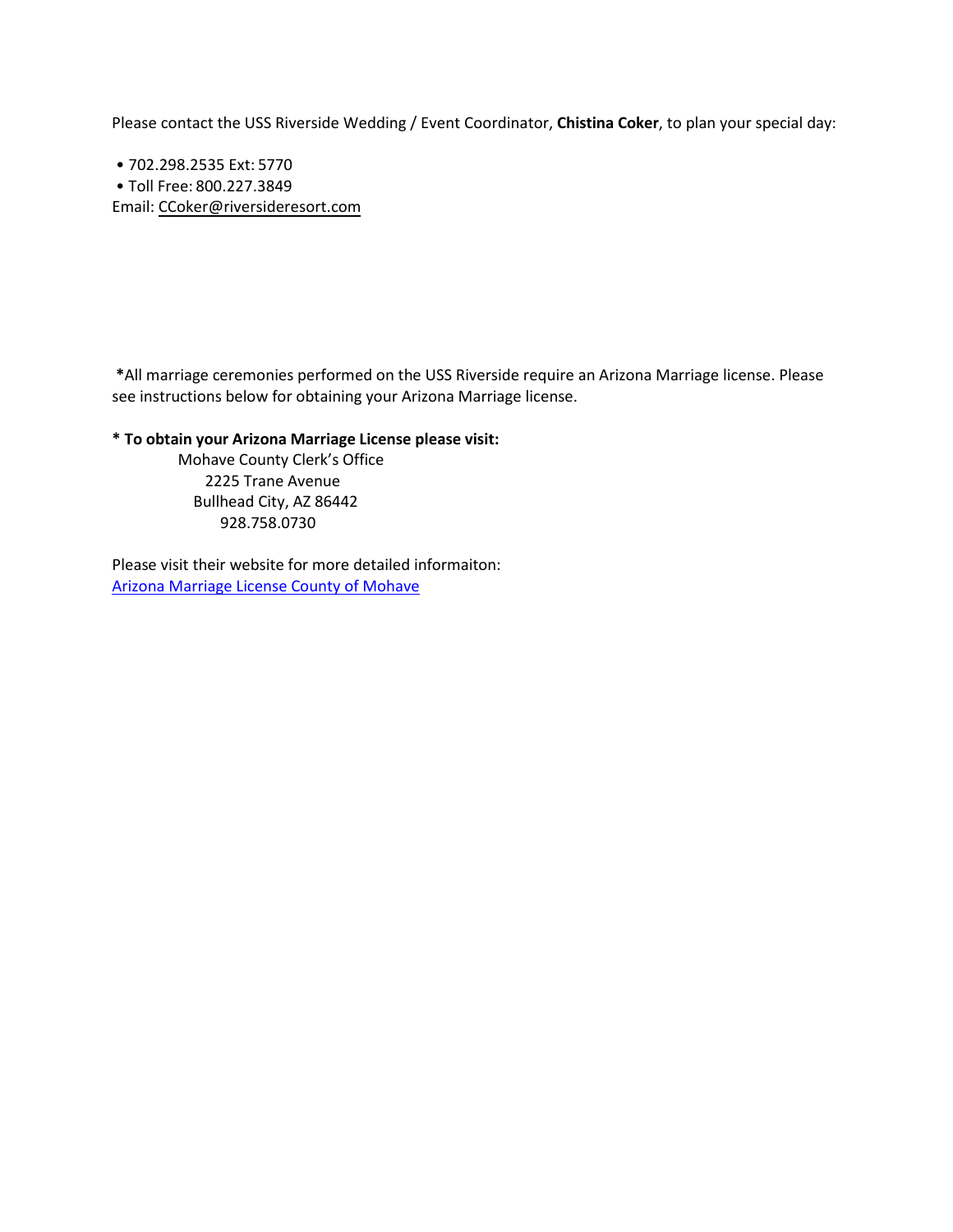Please contact the USS Riverside Wedding / Event Coordinator, **Chistina Coker**, to plan your special day:

- 702.298.2535 Ext: 5770
- Toll Free: 800.227.3849

Email: CCoker@riversideresort.com

**\***All marriage ceremonies performed on the USS Riverside require an Arizona Marriage license. Please see instructions below for obtaining your Arizona Marriage license.

**\* To obtain your Arizona Marriage License please visit:**

Mohave County Clerk's Office
2225 Trane Avenue
Bullhead City, AZ 86442
928.758.0730

Please visit their website for more detailed informaiton:
Arizona Marriage License County of Mohave